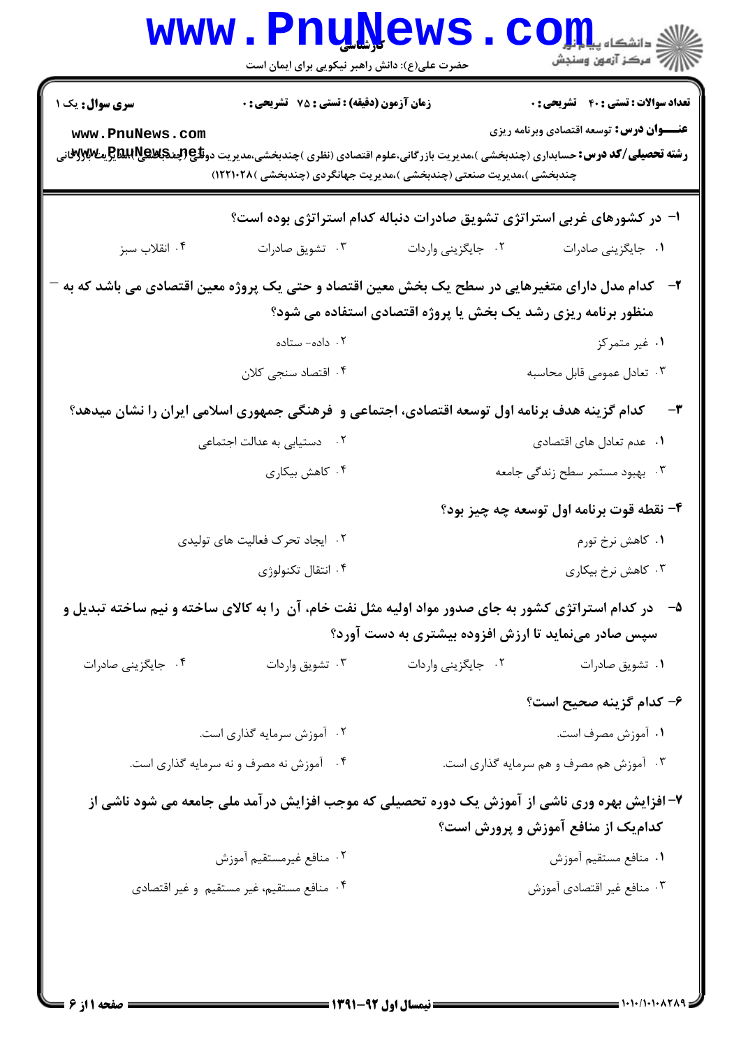**سری سوال:** یک ۱

**زمان آزمون (دقیقه) : تستی : ۷۵ تشریحی : ۰**

**تعداد سوالات : تستی : ۴۰ تشریحی : ۰**

**عنـــوان درس:** توسعه اقتصادی وبرنامه ریزی

**رشته تحصیلی/کد درس:** حسابداری (چندبخشی )،مدیریت بازرگانی،علوم اقتصادی (نظری )چندبخشی،مدیریت دولتی (چندبخشی )،مدیریت بازرگانی (چندبخشی )،مدیریت صنعتی (چندبخشی )،مدیریت جهانگردی (چندبخشی )۱۲۲۱۰۲۸)

**۱- در کشورهای غربی استراتژی تشویق صادرات دنباله کدام استراتژی بوده است؟**

۱. جایگزینی صادرات
۲. جایگزینی واردات
۳. تشویق صادرات
۴. انقلاب سبز

**۲- کدام مدل دارای متغیرهایی در سطح یک بخش معین اقتصاد و حتی یک پروژه معین اقتصادی می باشد که به منظور برنامه ریزی رشد یک بخش یا پروژه اقتصادی استفاده می شود؟**

۱. غیر متمرکز
۲. داده- ستاده
۳. تعادل عمومی قابل محاسبه
۴. اقتصاد سنجی کلان

**۳- کدام گزینه هدف برنامه اول توسعه اقتصادی، اجتماعی و فرهنگی جمهوری اسلامی ایران را نشان میدهد؟**

۱. عدم تعادل های اقتصادی
۲. دستیابی به عدالت اجتماعی
۳. بهبود مستمر سطح زندگی جامعه
۴. کاهش بیکاری

**۴- نقطه قوت برنامه اول توسعه چه چیز بود؟**

۱. کاهش نرخ تورم
۲. ایجاد تحرک فعالیت های تولیدی
۳. کاهش نرخ بیکاری
۴. انتقال تکنولوژی

**۵- در کدام استراتژی کشور به جای صدور مواد اولیه مثل نفت خام، آن را به کالای ساخته و نیم ساخته تبدیل و سپس صادر می‌نماید تا ارزش افزوده بیشتری به دست آورد؟**

۱. تشویق صادرات
۲. جایگزینی واردات
۳. تشویق واردات
۴. جایگزینی صادرات

**۶- کدام گزینه صحیح است؟**

۱. آموزش مصرف است.
۲. آموزش سرمایه گذاری است.
۳. آموزش هم مصرف و هم سرمایه گذاری است.
۴. آموزش نه مصرف و نه سرمایه گذاری است.

**۷- افزایش بهره وری ناشی از آموزش یک دوره تحصیلی که موجب افزایش درآمد ملی جامعه می شود ناشی از کدام‌یک از منافع آموزش و پرورش است؟**

۱. منافع مستقیم آموزش
۲. منافع غیرمستقیم آموزش
۳. منافع غیر اقتصادی آموزش
۴. منافع مستقیم، غیر مستقیم و غیر اقتصادی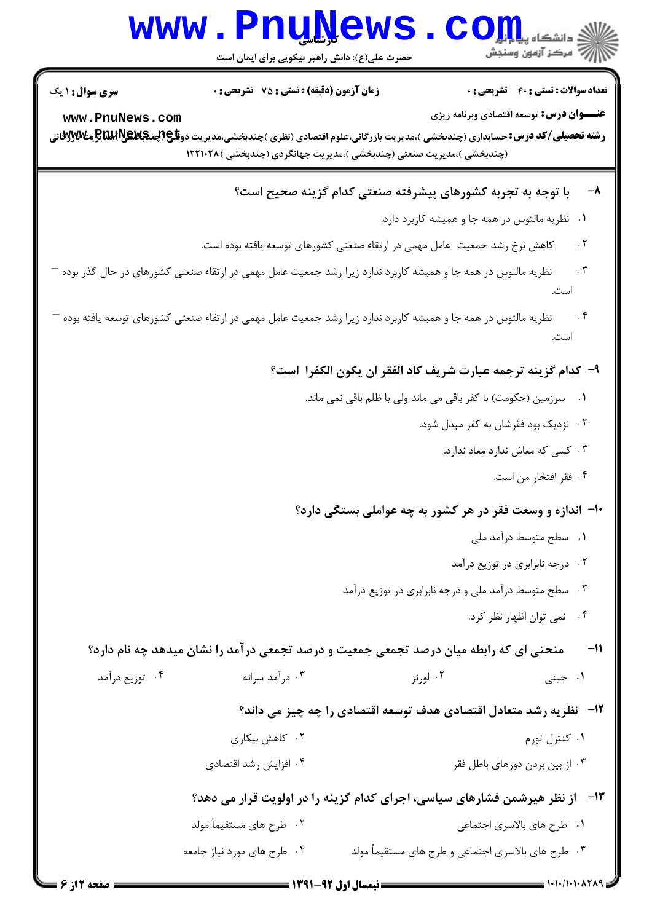**سری سؤال:** ۱ یک　　**زمان آزمون (دقیقه) : تستی :** ۷۵ **تشریحی :** ۰　　**تعداد سوالات : تستی :** ۴۰ **تشریحی :** ۰

**عنـــوان درس:** توسعه اقتصادی وبرنامه ریزی

**رشته تحصیلی/کد درس:** حسابداری (چندبخشی )،مدیریت بازرگانی،علوم اقتصادی (نظری )چندبخشی،مدیریت دولتی (چندبخشی )،مدیریت بازرگانی (چندبخشی )،مدیریت صنعتی (چندبخشی )،مدیریت جهانگردی (چندبخشی )۱۲۲۱۰۲۸

**۸- با توجه به تجربه کشورهای پیشرفته صنعتی کدام گزینه صحیح است؟**

۱. نظریه مالتوس در همه جا و همیشه کاربرد دارد.

۲. کاهش نرخ رشد جمعیت عامل مهمی در ارتقاء صنعتی کشورهای توسعه یافته بوده است.

۳. نظریه مالتوس در همه جا و همیشه کاربرد ندارد زیرا رشد جمعیت عامل مهمی در ارتقاء صنعتی کشورهای در حال گذر بوده است.

۴. نظریه مالتوس در همه جا و همیشه کاربرد ندارد زیرا رشد جمعیت عامل مهمی در ارتقاء صنعتی کشورهای توسعه یافته بوده است.

**۹- کدام گزینه ترجمه عبارت شریف کاد الفقر ان یکون الکفرا است؟**

۱. سرزمین (حکومت) با کفر باقی می ماند ولی با ظلم باقی نمی ماند.

۲. نزدیک بود فقرشان به کفر مبدل شود.

۳. کسی که معاش ندارد معاد ندارد.

۴. فقر افتخار من است.

**۱۰- اندازه و وسعت فقر در هر کشور به چه عواملی بستگی دارد؟**

۱. سطح متوسط درآمد ملی

۲. درجه نابرابری در توزیع درآمد

۳. سطح متوسط درآمد ملی و درجه نابرابری در توزیع درآمد

۴. نمی توان اظهار نظر کرد.

**۱۱- منحنی ای که رابطه میان درصد تجمعی جمعیت و درصد تجمعی درآمد را نشان میدهد چه نام دارد؟**

۱. جینی　　۲. لورنز　　۳. درآمد سرانه　　۴. توزیع درآمد

**۱۲- نظریه رشد متعادل اقتصادی هدف توسعه اقتصادی را چه چیز می داند؟**

۱. کنترل تورم　　۲. کاهش بیکاری

۳. از بین بردن دورهای باطل فقر　　۴. افزایش رشد اقتصادی

**۱۳- از نظر هیرشمن فشارهای سیاسی، اجرای کدام گزینه را در اولویت قرار می دهد؟**

۱. طرح های بالاسری اجتماعی　　۲. طرح های مستقیماً مولد

۳. طرح های بالاسری اجتماعی و طرح های مستقیماً مولد　　۴. طرح های مورد نیاز جامعه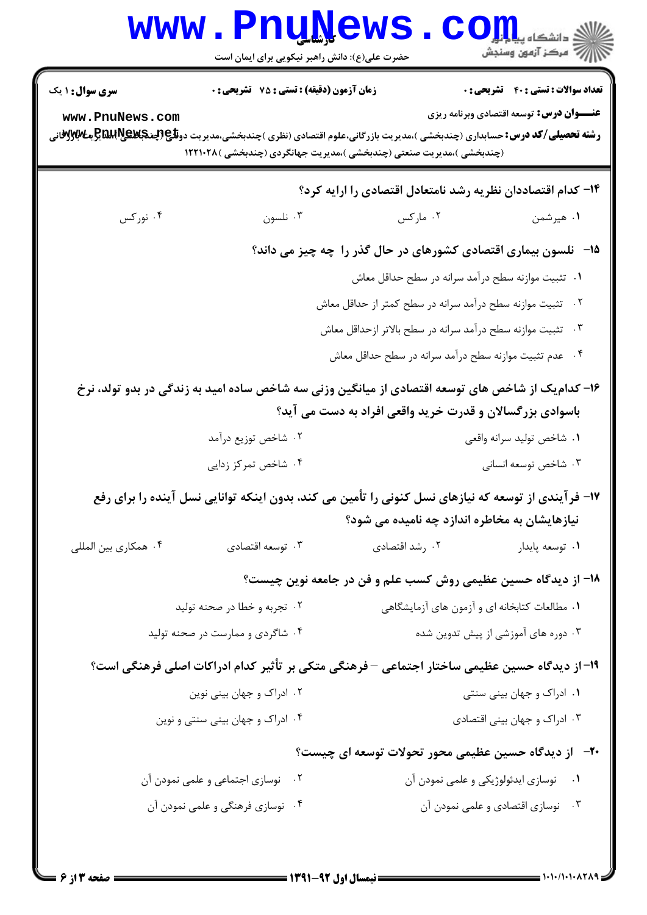۱۴- کدام اقتصاددان نظریه رشد نامتعادل اقتصادی را ارایه کرد؟

۱. هیرشمن
۲. مارکس
۳. نلسون
۴. نورکس

۱۵- نلسون بیماری اقتصادی کشورهای در حال گذر را چه چیز می داند؟

۱. تثبیت موازنه سطح درآمد سرانه در سطح حداقل معاش
۲. تثبیت موازنه سطح درآمد سرانه در سطح کمتر از حداقل معاش
۳. تثبیت موازنه سطح درآمد سرانه در سطح بالاتر ازحداقل معاش
۴. عدم تثبیت موازنه سطح درآمد سرانه در سطح حداقل معاش

۱۶- کدام‌یک از شاخص های توسعه اقتصادی از میانگین وزنی سه شاخص ساده امید به زندگی در بدو تولد، نرخ باسوادی بزرگسالان و قدرت خرید واقعی افراد به دست می آید؟

۱. شاخص تولید سرانه واقعی
۲. شاخص توزیع درآمد
۳. شاخص توسعه انسانی
۴. شاخص تمرکز زدایی

۱۷- فرآیندی از توسعه که نیازهای نسل کنونی را تأمین می کند، بدون اینکه توانایی نسل آینده را برای رفع نیازهایشان به مخاطره اندازد چه نامیده می شود؟

۱. توسعه پایدار
۲. رشد اقتصادی
۳. توسعه اقتصادی
۴. همکاری بین المللی

۱۸- از دیدگاه حسین عظیمی روش کسب علم و فن در جامعه نوین چیست؟

۱. مطالعات کتابخانه ای و آزمون های آزمایشگاهی
۲. تجربه و خطا در صحنه تولید
۳. دوره های آموزشی از پیش تدوین شده
۴. شاگردی و ممارست در صحنه تولید

۱۹- از دیدگاه حسین عظیمی ساختار اجتماعی – فرهنگی متکی بر تأثیر کدام ادراکات اصلی فرهنگی است؟

۱. ادراک و جهان بینی سنتی
۲. ادراک و جهان بینی نوین
۳. ادراک و جهان بینی اقتصادی
۴. ادراک و جهان بینی سنتی و نوین

۲۰- از دیدگاه حسین عظیمی محور تحولات توسعه ای چیست؟

۱. نوسازی ایدئولوژیکی و علمی نمودن آن
۲. نوسازی اجتماعی و علمی نمودن آن
۳. نوسازی اقتصادی و علمی نمودن آن
۴. نوسازی فرهنگی و علمی نمودن آن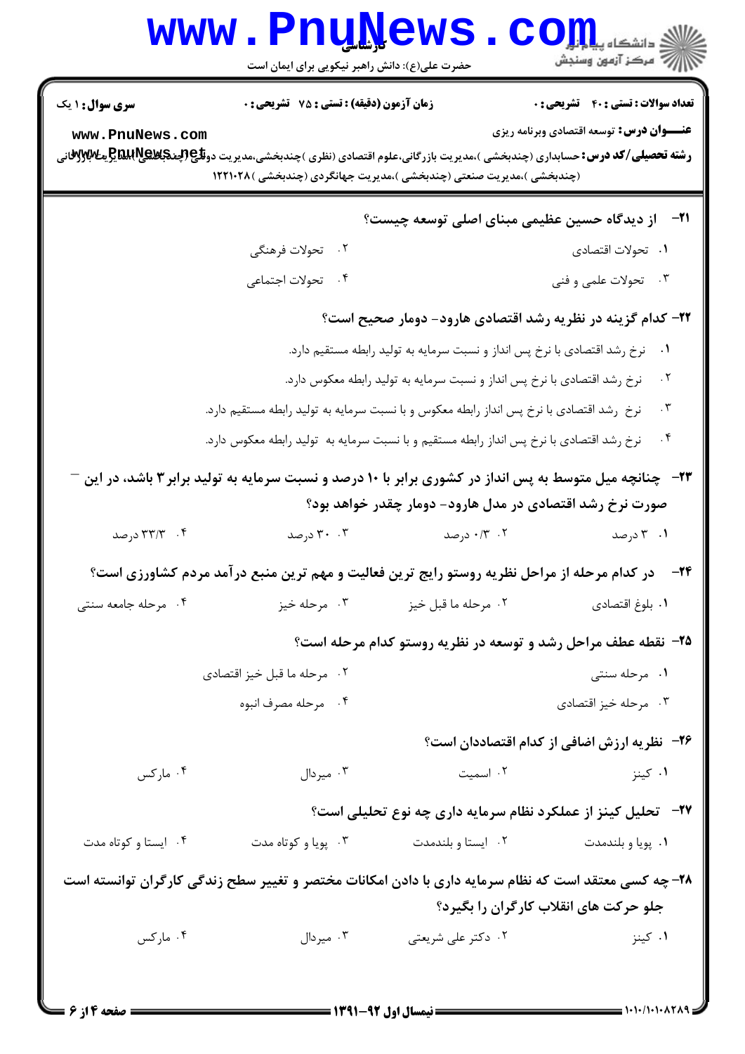**سری سوال:** ۱ یک

**زمان آزمون (دقیقه) : تستی :** ۷۵ **تشریحی :** ۰

**تعداد سوالات : تستی :** ۴۰ **تشریحی :** ۰

**عنـــوان درس:** توسعه اقتصادی وبرنامه ریزی

**رشته تحصیلی/کد درس:** حسابداری (چندبخشی )،مدیریت بازرگانی،علوم اقتصادی (نظری )چندبخشی،مدیریت دولتی (چندبخشی )،مدیریت بازرگانی (چندبخشی )،مدیریت صنعتی (چندبخشی )،مدیریت جهانگردی (چندبخشی )۱۲۲۱۰۲۸

**۲۱- از دیدگاه حسین عظیمی مبنای اصلی توسعه چیست؟**

۱. تحولات اقتصادی
۲. تحولات فرهنگی
۳. تحولات علمی و فنی
۴. تحولات اجتماعی

**۲۲- کدام گزینه در نظریه رشد اقتصادی هارود- دومار صحیح است؟**

۱. نرخ رشد اقتصادی با نرخ پس انداز و نسبت سرمایه به تولید رابطه مستقیم دارد.
۲. نرخ رشد اقتصادی با نرخ پس انداز و نسبت سرمایه به تولید رابطه معکوس دارد.
۳. نرخ رشد اقتصادی با نرخ پس انداز رابطه معکوس و با نسبت سرمایه به تولید رابطه مستقیم دارد.
۴. نرخ رشد اقتصادی با نرخ پس انداز رابطه مستقیم و با نسبت سرمایه به تولید رابطه معکوس دارد.

**۲۳- چنانچه میل متوسط به پس انداز در کشوری برابر با ۱۰ درصد و نسبت سرمایه به تولید برابر ۳ باشد، در این صورت نرخ رشد اقتصادی در مدل هارود- دومار چقدر خواهد بود؟**

۱. ۳ درصد
۲. ۰/۳ درصد
۳. ۳۰ درصد
۴. ۳۳/۳ درصد

**۲۴- در کدام مرحله از مراحل نظریه روستو رایج ترین فعالیت و مهم ترین منبع درآمد مردم کشاورزی است؟**

۱. بلوغ اقتصادی
۲. مرحله ما قبل خیز
۳. مرحله خیز
۴. مرحله جامعه سنتی

**۲۵- نقطه عطف مراحل رشد و توسعه در نظریه روستو کدام مرحله است؟**

۱. مرحله سنتی
۲. مرحله ما قبل خیز اقتصادی
۳. مرحله خیز اقتصادی
۴. مرحله مصرف انبوه

**۲۶- نظریه ارزش اضافی از کدام اقتصاددان است؟**

۱. کینز
۲. اسمیت
۳. میردال
۴. مارکس

**۲۷- تحلیل کینز از عملکرد نظام سرمایه داری چه نوع تحلیلی است؟**

۱. پویا و بلندمدت
۲. ایستا و بلندمدت
۳. پویا و کوتاه مدت
۴. ایستا و کوتاه مدت

**۲۸- چه کسی معتقد است که نظام سرمایه داری با دادن امکانات مختصر و تغییر سطح زندگی کارگران توانسته است جلو حرکت های انقلاب کارگران را بگیرد؟**

۱. کینز
۲. دکتر علی شریعتی
۳. میردال
۴. مارکس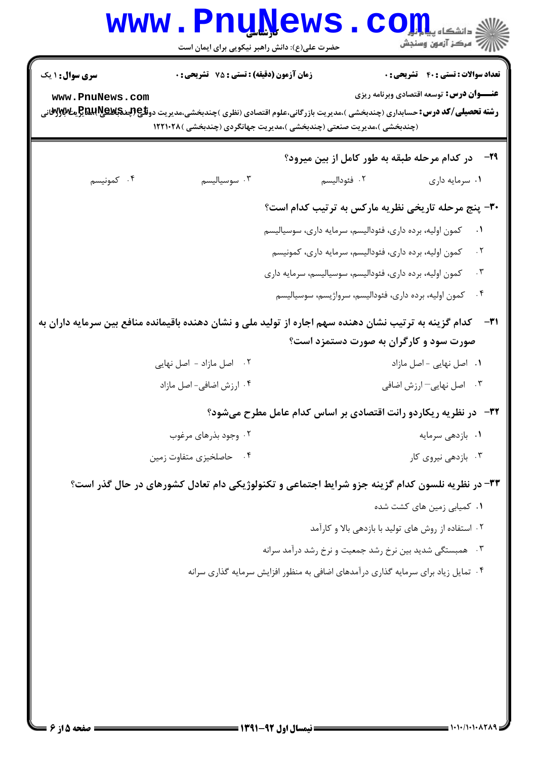**تعداد سوالات : تستی : ۴۰ تشریحی : ۰** | **زمان آزمون (دقیقه) : تستی : ۷۵ تشریحی : ۰** | **سری سوال : ۱ یک**

**عنـــوان درس:** توسعه اقتصادی وبرنامه ریزی

**رشته تحصیلی/کد درس:** حسابداری (چندبخشی )،مدیریت بازرگانی،علوم اقتصادی (نظری )چندبخشی،مدیریت دولتی (چندبخشی )،مدیریت بازرگانی (چندبخشی )،مدیریت صنعتی (چندبخشی )،مدیریت جهانگردی (چندبخشی )۱۲۲۱۰۲۸

**۲۹- در کدام مرحله طبقه به طور کامل از بین میرود؟**

۱. سرمایه داری
۲. فئودالیسم
۳. سوسیالیسم
۴. کمونیسم

**۳۰- پنج مرحله تاریخی نظریه مارکس به ترتیب کدام است؟**

۱. کمون اولیه، برده داری، فئودالیسم، سرمایه داری، سوسیالیسم
۲. کمون اولیه، برده داری، فئودالیسم، سرمایه داری، کمونیسم
۳. کمون اولیه، برده داری، فئودالیسم، سوسیالیسم، سرمایه داری
۴. کمون اولیه، برده داری، فئودالیسم، سرواژیسم، سوسیالیسم

**۳۱- کدام گزینه به ترتیب نشان دهنده سهم اجاره از تولید ملی و نشان دهنده باقیمانده منافع بین سرمایه داران به صورت سود و کارگران به صورت دستمزد است؟**

۱. اصل نهایی - اصل مازاد
۲. اصل مازاد - اصل نهایی
۳. اصل نهایی— ارزش اضافی
۴. ارزش اضافی- اصل مازاد

**۳۲- در نظریه ریکاردو رانت اقتصادی بر اساس کدام عامل مطرح میشود؟**

۱. بازدهی سرمایه
۲. وجود بذرهای مرغوب
۳. بازدهی نیروی کار
۴. حاصلخیزی متفاوت زمین

**۳۳- در نظریه نلسون کدام گزینه جزو شرایط اجتماعی و تکنولوژیکی دام تعادل کشورهای در حال گذر است؟**

۱. کمیابی زمین های کشت شده
۲. استفاده از روش های تولید با بازدهی بالا و کارآمد
۳. همبستگی شدید بین نرخ رشد جمعیت و نرخ رشد درآمد سرانه
۴. تمایل زیاد برای سرمایه گذاری درآمدهای اضافی به منظور افزایش سرمایه گذاری سرانه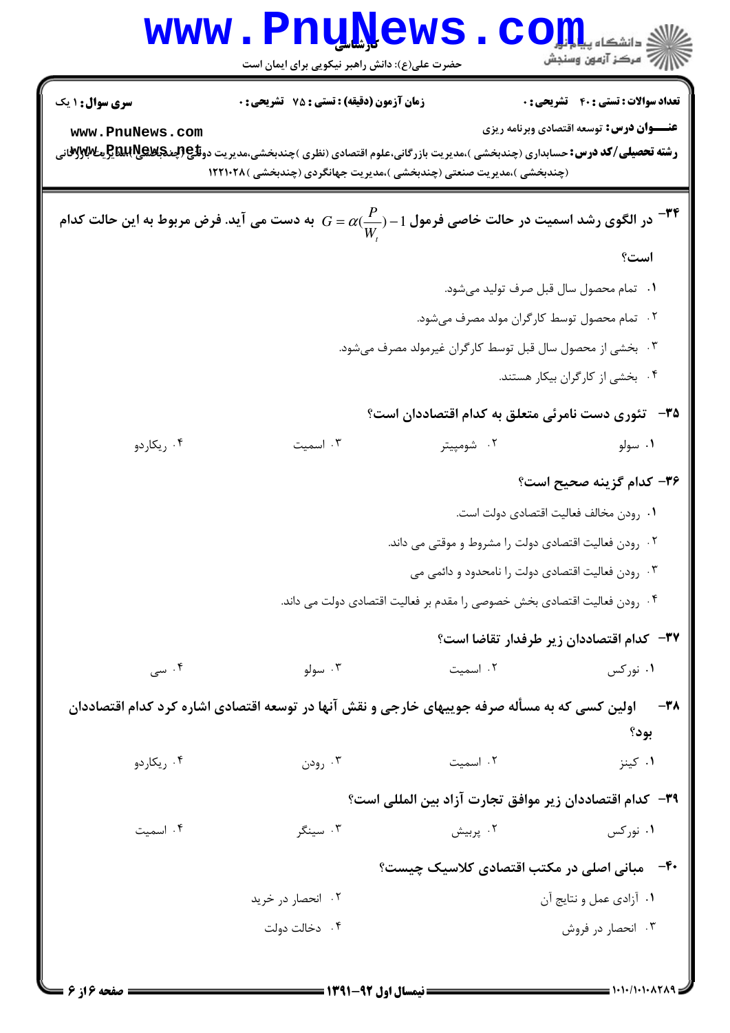۳۴- در الگوی رشد اسمیت در حالت خاصی فرمول $G = \alpha(\frac{P}{W_t}) - 1$ به دست می آید. فرض مربوط به این حالت کدام است؟

۱. تمام محصول سال قبل صرف تولید می‌شود.

۲. تمام محصول توسط کارگران مولد مصرف می‌شود.

۳. بخشی از محصول سال قبل توسط کارگران غیرمولد مصرف می‌شود.

۴. بخشی از کارگران بیکار هستند.

۳۵- تئوری دست نامرئی متعلق به کدام اقتصاددان است؟

۱. سولو
۲. شومپیتر
۳. اسمیت
۴. ریکاردو

۳۶- کدام گزینه صحیح است؟

۱. رودن مخالف فعالیت اقتصادی دولت است.

۲. رودن فعالیت اقتصادی دولت را مشروط و موقتی می داند.

۳. رودن فعالیت اقتصادی دولت را نامحدود و دائمی می

۴. رودن فعالیت اقتصادی بخش خصوصی را مقدم بر فعالیت اقتصادی دولت می داند.

۳۷- کدام اقتصاددان زیر طرفدار تقاضا است؟

۱. نورکس
۲. اسمیت
۳. سولو
۴. سی

۳۸- اولین کسی که به مسأله صرفه جوییهای خارجی و نقش آنها در توسعه اقتصادی اشاره کرد کدام اقتصاددان بود؟

۱. کینز
۲. اسمیت
۳. رودن
۴. ریکاردو

۳۹- کدام اقتصاددان زیر موافق تجارت آزاد بین المللی است؟

۱. نورکس
۲. پربیش
۳. سینگر
۴. اسمیت

۴۰- مبانی اصلی در مکتب اقتصادی کلاسیک چیست؟

۱. آزادی عمل و نتایج آن
۲. انحصار در خرید
۳. انحصار در فروش
۴. دخالت دولت